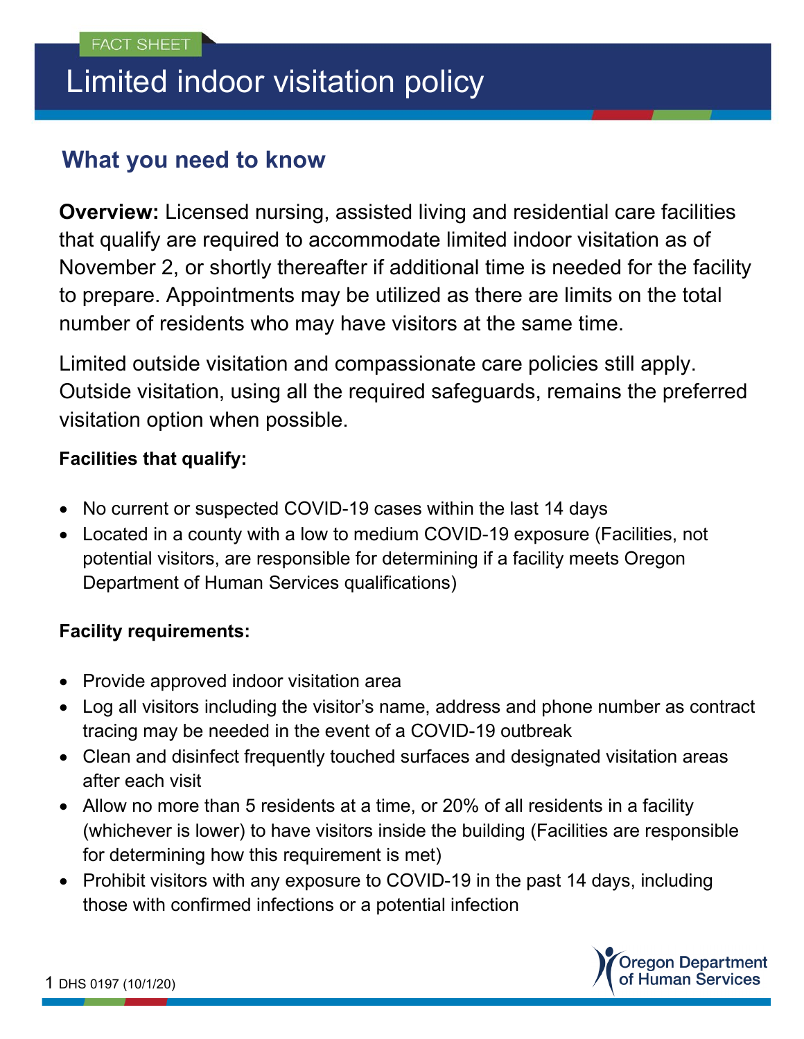FACT SHEET

# Limited indoor visitation policy

## What you need to know

**Overview:** Licensed nursing, assisted living and residential care facilities that qualify are required to accommodate limited indoor visitation as of November 2, or shortly thereafter if additional time is needed for the facility to prepare. Appointments may be utilized as there are limits on the total number of residents who may have visitors at the same time.

Limited outside visitation and compassionate care policies still apply. Outside visitation, using all the required safeguards, remains the preferred visitation option when possible.

**Facilities that qualify:**

- No current or suspected COVID-19 cases within the last 14 days
- Located in a county with a low to medium COVID-19 exposure (Facilities, not potential visitors, are responsible for determining if a facility meets Oregon Department of Human Services qualifications)

**Facility requirements:**

- Provide approved indoor visitation area
- Log all visitors including the visitor's name, address and phone number as contract tracing may be needed in the event of a COVID-19 outbreak
- Clean and disinfect frequently touched surfaces and designated visitation areas after each visit
- Allow no more than 5 residents at a time, or 20% of all residents in a facility (whichever is lower) to have visitors inside the building (Facilities are responsible for determining how this requirement is met)
- Prohibit visitors with any exposure to COVID-19 in the past 14 days, including those with confirmed infections or a potential infection

DHS 0197 (10/1/20)

Oregon Department of Human Services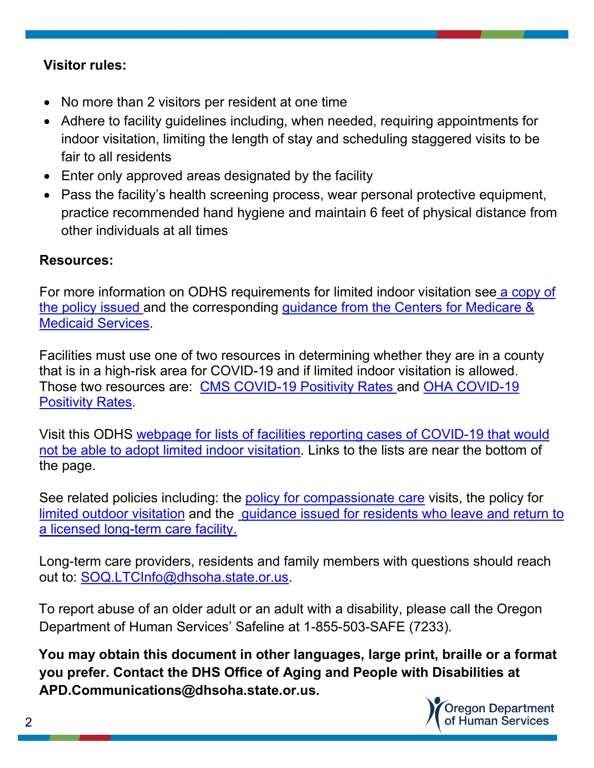**Visitor rules:**

- No more than 2 visitors per resident at one time
- Adhere to facility guidelines including, when needed, requiring appointments for indoor visitation, limiting the length of stay and scheduling staggered visits to be fair to all residents
- Enter only approved areas designated by the facility
- Pass the facility's health screening process, wear personal protective equipment, practice recommended hand hygiene and maintain 6 feet of physical distance from other individuals at all times

**Resources:**

For more information on ODHS requirements for limited indoor visitation see a copy of the policy issued and the corresponding guidance from the Centers for Medicare & Medicaid Services.

Facilities must use one of two resources in determining whether they are in a county that is in a high-risk area for COVID-19 and if limited indoor visitation is allowed. Those two resources are: CMS COVID-19 Positivity Rates and OHA COVID-19 Positivity Rates.

Visit this ODHS webpage for lists of facilities reporting cases of COVID-19 that would not be able to adopt limited indoor visitation. Links to the lists are near the bottom of the page.

See related policies including: the policy for compassionate care visits, the policy for limited outdoor visitation and the guidance issued for residents who leave and return to a licensed long-term care facility.

Long-term care providers, residents and family members with questions should reach out to: SOQ.LTCInfo@dhsoha.state.or.us.

To report abuse of an older adult or an adult with a disability, please call the Oregon Department of Human Services' Safeline at 1-855-503-SAFE (7233).

**You may obtain this document in other languages, large print, braille or a format you prefer. Contact the DHS Office of Aging and People with Disabilities at APD.Communications@dhsoha.state.or.us.**

Oregon Department of Human Services